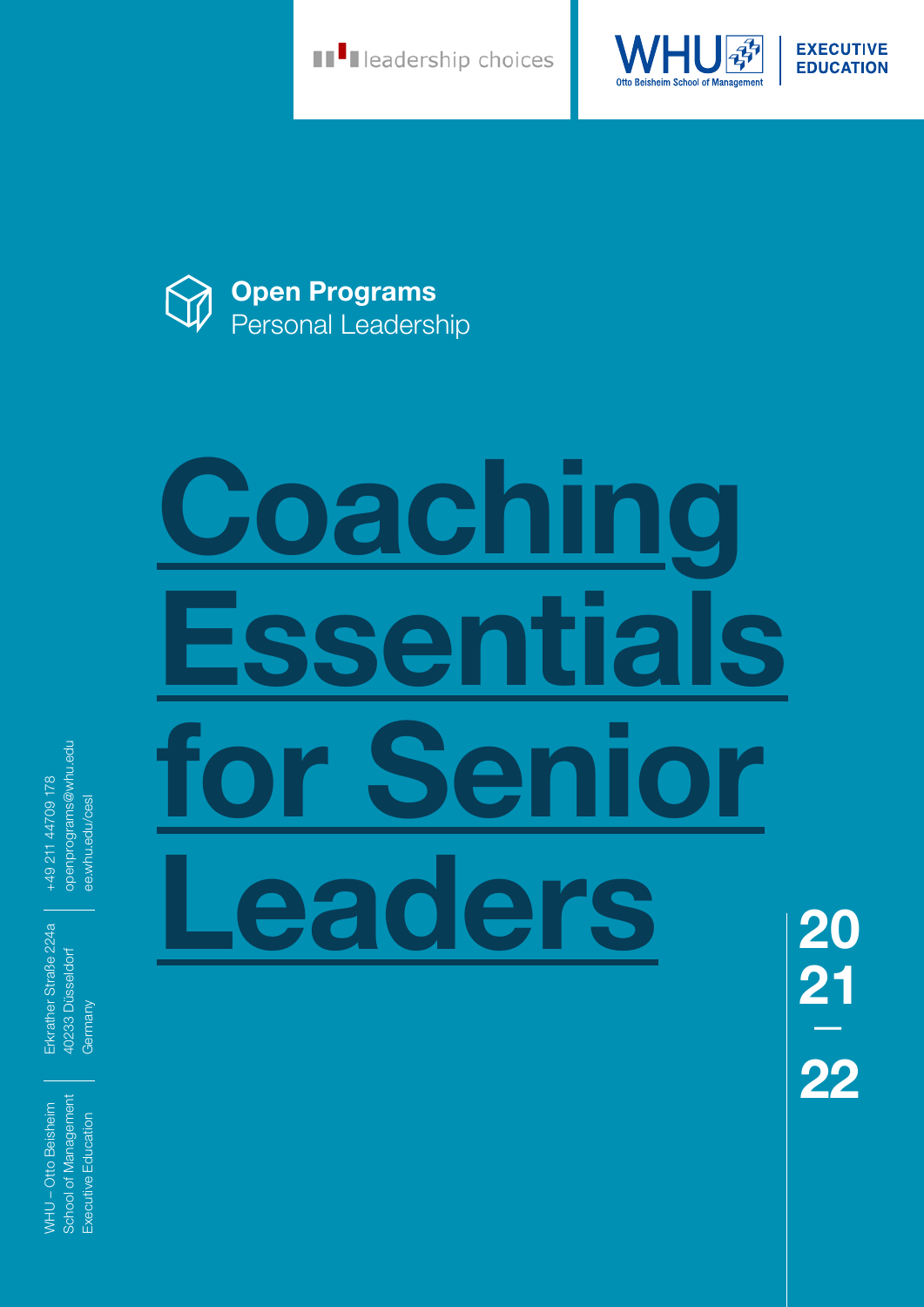leadership choices

WHU Otto Beisheim School of Management | EXECUTIVE EDUCATION

**Open Programs**
Personal Leadership

# Coaching Essentials for Senior Leaders

2021 — 22

WHU – Otto Beisheim School of Management Executive Education

Erkrather Straße 224a
40233 Düsseldorf
Germany

+49 211 44709 178
openprograms@whu.edu
ee.whu.edu/cesl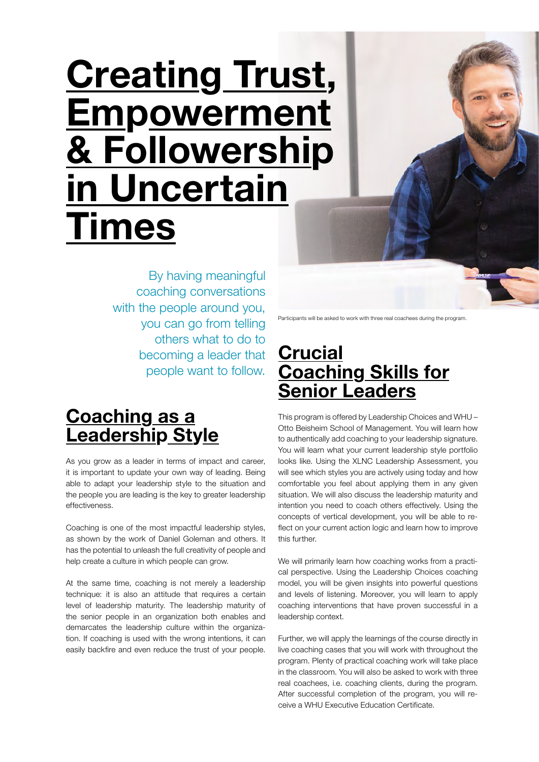# Creating Trust, Empowerment & Followership in Uncertain Times

By having meaningful coaching conversations with the people around you, you can go from telling others what to do to becoming a leader that people want to follow.

## Coaching as a Leadership Style

As you grow as a leader in terms of impact and career, it is important to update your own way of leading. Being able to adapt your leadership style to the situation and the people you are leading is the key to greater leadership effectiveness.

Coaching is one of the most impactful leadership styles, as shown by the work of Daniel Goleman and others. It has the potential to unleash the full creativity of people and help create a culture in which people can grow.

At the same time, coaching is not merely a leadership technique: it is also an attitude that requires a certain level of leadership maturity. The leadership maturity of the senior people in an organization both enables and demarcates the leadership culture within the organization. If coaching is used with the wrong intentions, it can easily backfire and even reduce the trust of your people.

Participants will be asked to work with three real coachees during the program.

## Crucial Coaching Skills for Senior Leaders

This program is offered by Leadership Choices and WHU – Otto Beisheim School of Management. You will learn how to authentically add coaching to your leadership signature. You will learn what your current leadership style portfolio looks like. Using the XLNC Leadership Assessment, you will see which styles you are actively using today and how comfortable you feel about applying them in any given situation. We will also discuss the leadership maturity and intention you need to coach others effectively. Using the concepts of vertical development, you will be able to reflect on your current action logic and learn how to improve this further.

We will primarily learn how coaching works from a practical perspective. Using the Leadership Choices coaching model, you will be given insights into powerful questions and levels of listening. Moreover, you will learn to apply coaching interventions that have proven successful in a leadership context.

Further, we will apply the learnings of the course directly in live coaching cases that you will work with throughout the program. Plenty of practical coaching work will take place in the classroom. You will also be asked to work with three real coachees, i.e. coaching clients, during the program. After successful completion of the program, you will receive a WHU Executive Education Certificate.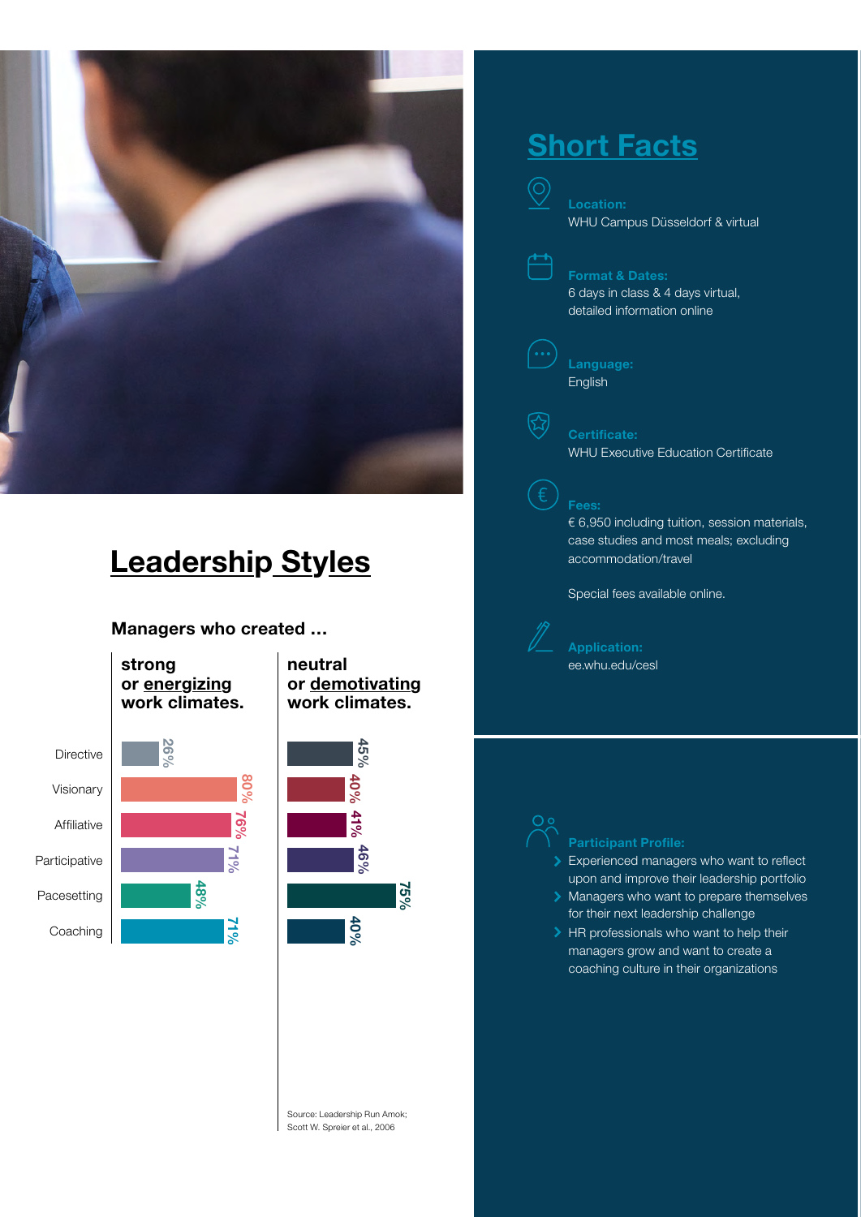## Leadership Styles

**Managers who created ...**

| | strong or *energizing* work climates. | neutral or *demotivating* work climates. |
|---|---|---|
| Directive | 26% | 45% |
| Visionary | 80% | 40% |
| Affiliative | 76% | 41% |
| Participative | 71% | 46% |
| Pacesetting | 48% | 75% |
| Coaching | 71% | 40% |

Source: Leadership Run Amok; Scott W. Spreier et al., 2006

## Short Facts

**Location:**
WHU Campus Düsseldorf & virtual

**Format & Dates:**
6 days in class & 4 days virtual, detailed information online

**Language:**
English

**Certificate:**
WHU Executive Education Certificate

**Fees:**
€ 6,950 including tuition, session materials, case studies and most meals; excluding accommodation/travel

Special fees available online.

**Application:**
ee.whu.edu/cesl

**Participant Profile:**

- Experienced managers who want to reflect upon and improve their leadership portfolio
- Managers who want to prepare themselves for their next leadership challenge
- HR professionals who want to help their managers grow and want to create a coaching culture in their organizations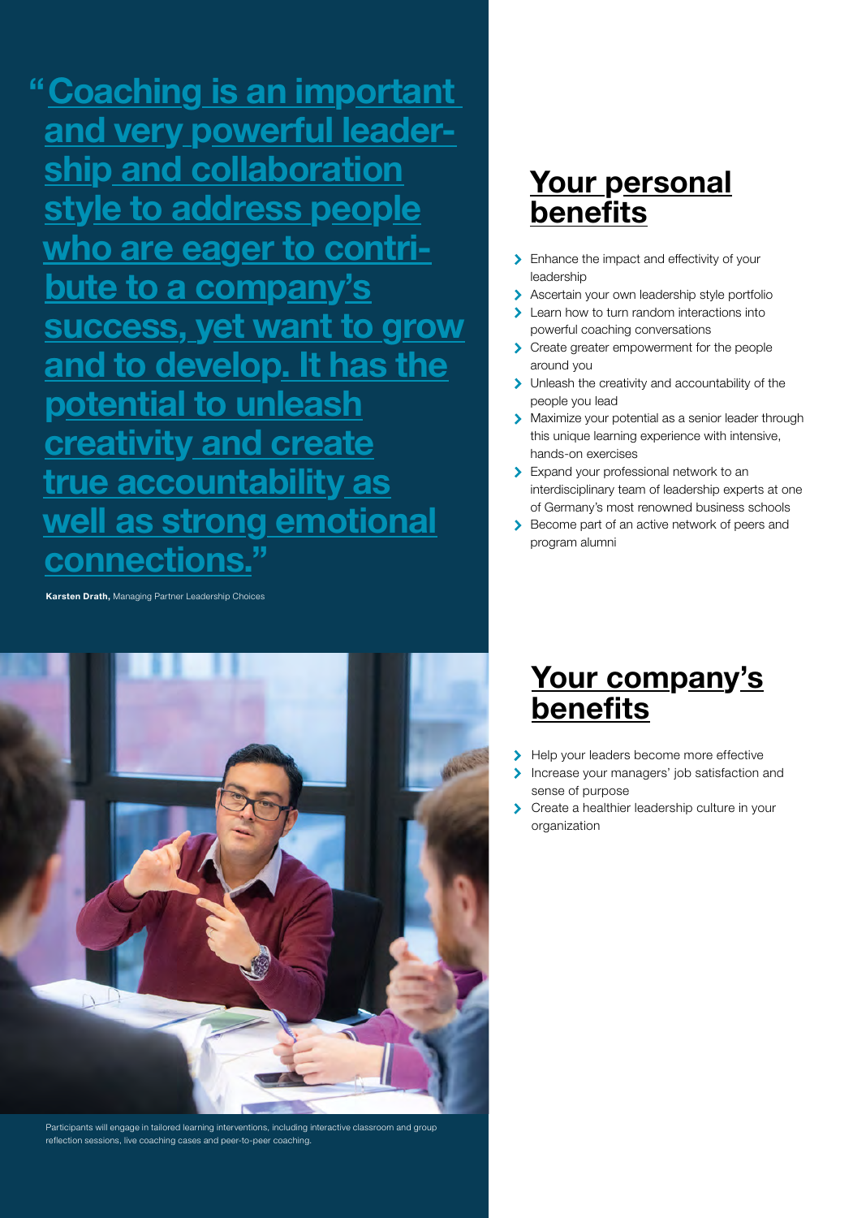> "Coaching is an important and very powerful leadership and collaboration style to address people who are eager to contribute to a company's success, yet want to grow and to develop. It has the potential to unleash creativity and create true accountability as well as strong emotional connections."

**Karsten Drath,** Managing Partner Leadership Choices

Participants will engage in tailored learning interventions, including interactive classroom and group reflection sessions, live coaching cases and peer-to-peer coaching.

## Your personal benefits

- Enhance the impact and effectivity of your leadership
- Ascertain your own leadership style portfolio
- Learn how to turn random interactions into powerful coaching conversations
- Create greater empowerment for the people around you
- Unleash the creativity and accountability of the people you lead
- Maximize your potential as a senior leader through this unique learning experience with intensive, hands-on exercises
- Expand your professional network to an interdisciplinary team of leadership experts at one of Germany's most renowned business schools
- Become part of an active network of peers and program alumni

## Your company's benefits

- Help your leaders become more effective
- Increase your managers' job satisfaction and sense of purpose
- Create a healthier leadership culture in your organization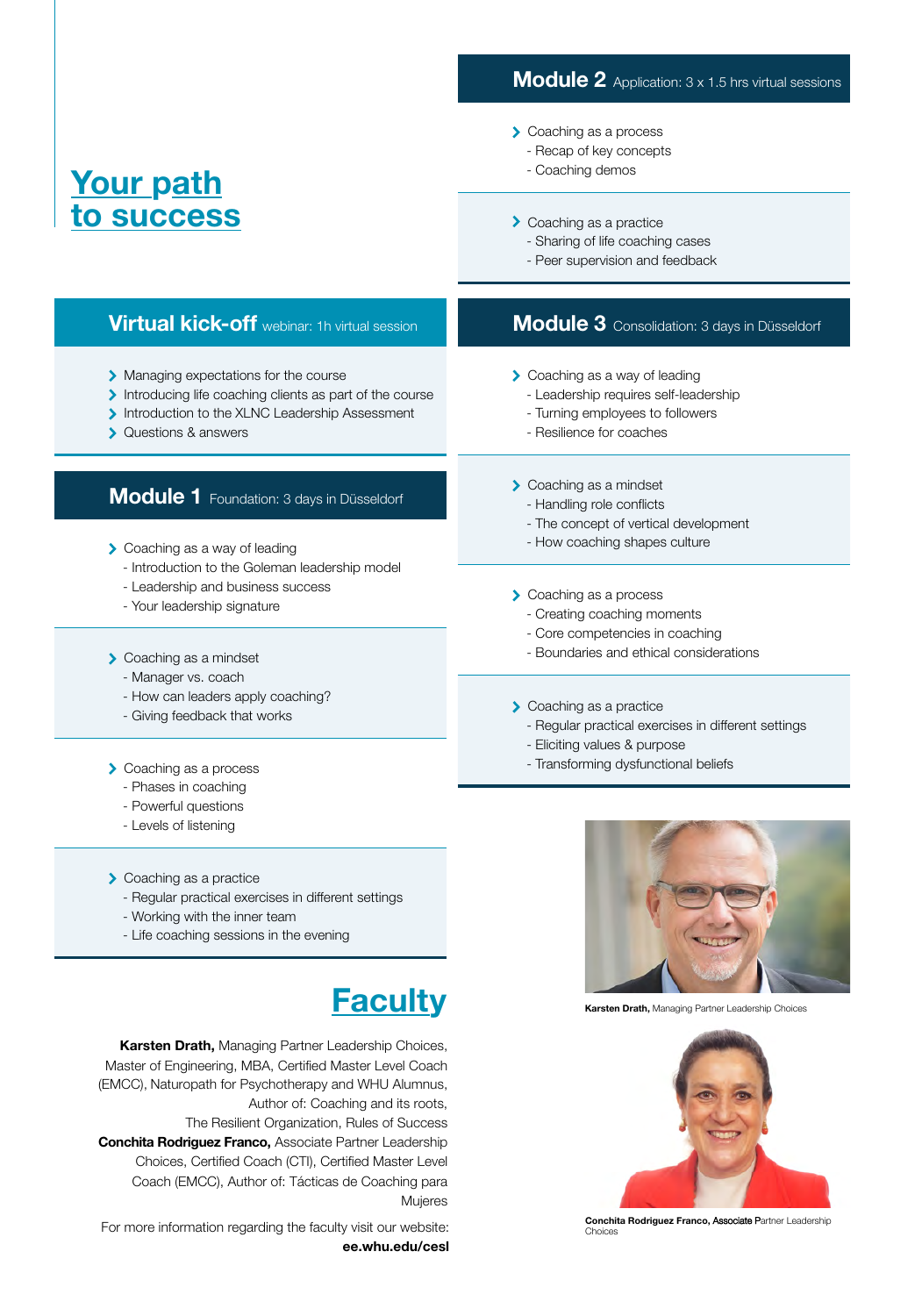# Your path to success

## Virtual kick-off webinar: 1h virtual session

- Managing expectations for the course
- Introducing life coaching clients as part of the course
- Introduction to the XLNC Leadership Assessment
- Questions & answers

## Module 1 Foundation: 3 days in Düsseldorf

- Coaching as a way of leading
  - Introduction to the Goleman leadership model
  - Leadership and business success
  - Your leadership signature

- Coaching as a mindset
  - Manager vs. coach
  - How can leaders apply coaching?
  - Giving feedback that works

- Coaching as a process
  - Phases in coaching
  - Powerful questions
  - Levels of listening

- Coaching as a practice
  - Regular practical exercises in different settings
  - Working with the inner team
  - Life coaching sessions in the evening

## Module 2 Application: 3 x 1.5 hrs virtual sessions

- Coaching as a process
  - Recap of key concepts
  - Coaching demos

- Coaching as a practice
  - Sharing of life coaching cases
  - Peer supervision and feedback

## Module 3 Consolidation: 3 days in Düsseldorf

- Coaching as a way of leading
  - Leadership requires self-leadership
  - Turning employees to followers
  - Resilience for coaches

- Coaching as a mindset
  - Handling role conflicts
  - The concept of vertical development
  - How coaching shapes culture

- Coaching as a process
  - Creating coaching moments
  - Core competencies in coaching
  - Boundaries and ethical considerations

- Coaching as a practice
  - Regular practical exercises in different settings
  - Eliciting values & purpose
  - Transforming dysfunctional beliefs

# Faculty

**Karsten Drath,** Managing Partner Leadership Choices, Master of Engineering, MBA, Certified Master Level Coach (EMCC), Naturopath for Psychotherapy and WHU Alumnus, Author of: Coaching and its roots, The Resilient Organization, Rules of Success

**Conchita Rodriguez Franco,** Associate Partner Leadership Choices, Certified Coach (CTI), Certified Master Level Coach (EMCC), Author of: Tácticas de Coaching para Mujeres

For more information regarding the faculty visit our website: **ee.whu.edu/cesl**

**Karsten Drath,** Managing Partner Leadership Choices

**Conchita Rodriguez Franco,** Associate Partner Leadership Choices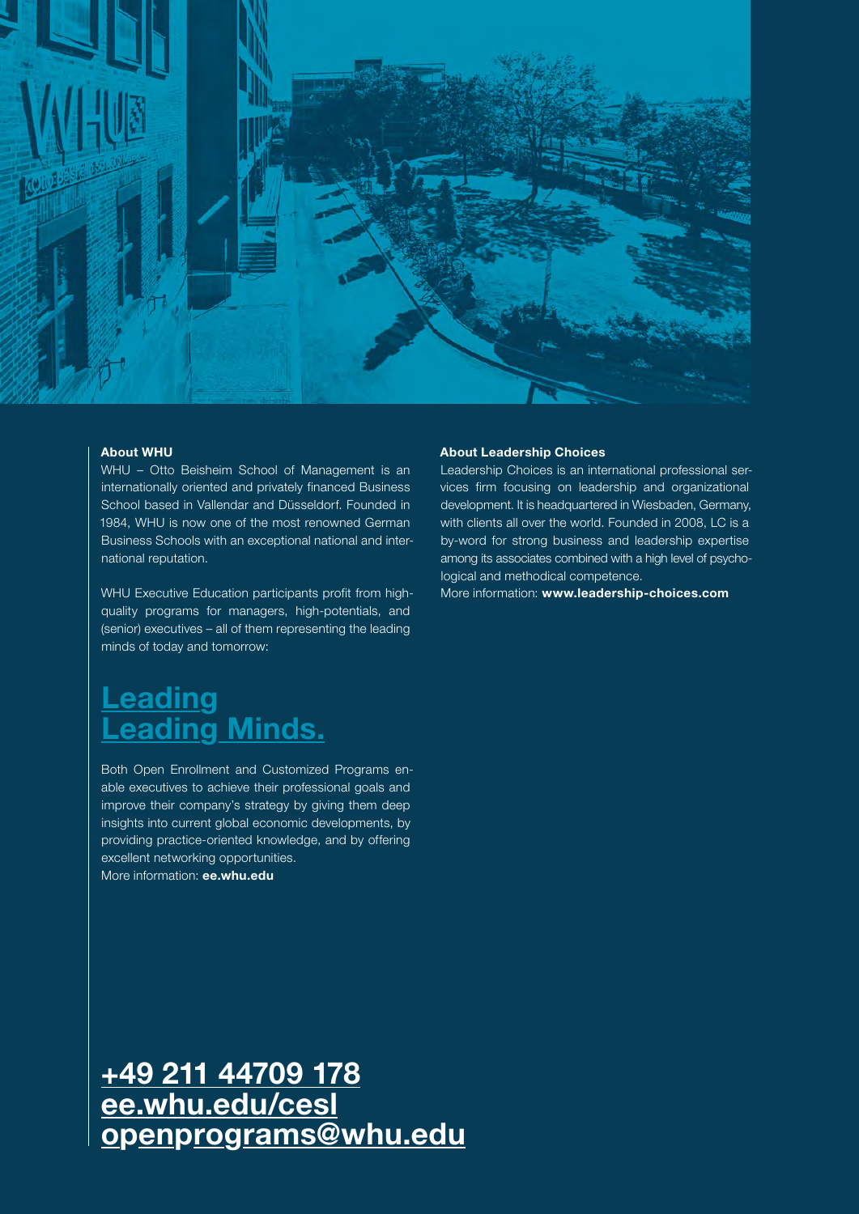### About WHU

WHU – Otto Beisheim School of Management is an internationally oriented and privately financed Business School based in Vallendar and Düsseldorf. Founded in 1984, WHU is now one of the most renowned German Business Schools with an exceptional national and international reputation.

WHU Executive Education participants profit from high-quality programs for managers, high-potentials, and (senior) executives – all of them representing the leading minds of today and tomorrow:

## Leading Leading Minds.

Both Open Enrollment and Customized Programs enable executives to achieve their professional goals and improve their company's strategy by giving them deep insights into current global economic developments, by providing practice-oriented knowledge, and by offering excellent networking opportunities.
More information: **ee.whu.edu**

### About Leadership Choices

Leadership Choices is an international professional services firm focusing on leadership and organizational development. It is headquartered in Wiesbaden, Germany, with clients all over the world. Founded in 2008, LC is a by-word for strong business and leadership expertise among its associates combined with a high level of psychological and methodical competence.
More information: **www.leadership-choices.com**

## +49 211 44709 178
## ee.whu.edu/cesl
## openprograms@whu.edu